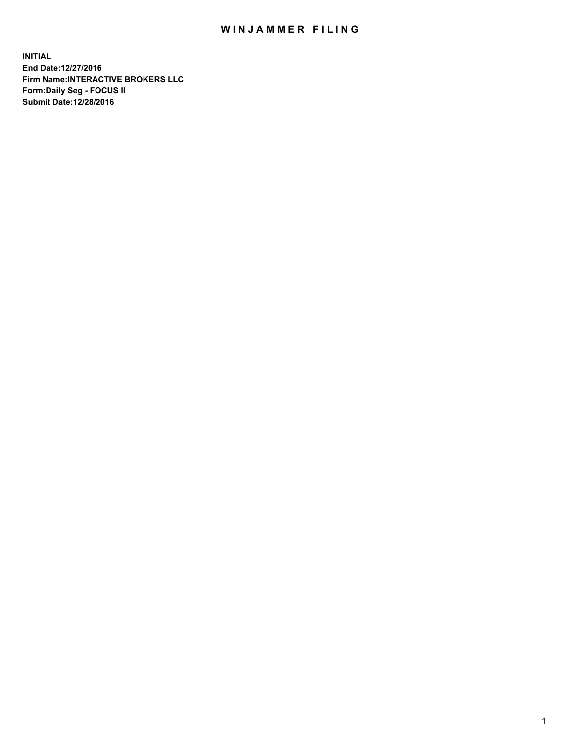# WINJAMMER FILING

**INITIAL**
**End Date:12/27/2016**
**Firm Name:INTERACTIVE BROKERS LLC**
**Form:Daily Seg - FOCUS II**
**Submit Date:12/28/2016**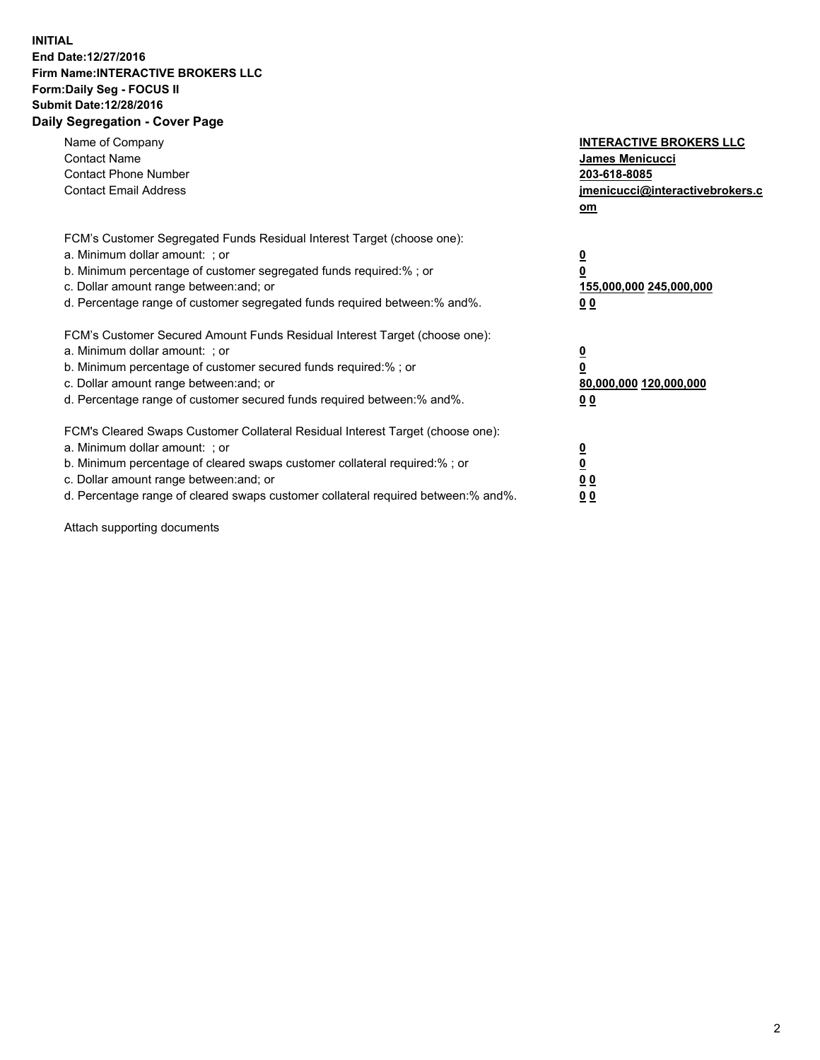**INITIAL**
**End Date:12/27/2016**
**Firm Name:INTERACTIVE BROKERS LLC**
**Form:Daily Seg - FOCUS II**
**Submit Date:12/28/2016**

## Daily Segregation - Cover Page

| | |
|---|---|
| Name of Company | **INTERACTIVE BROKERS LLC** |
| Contact Name | **James Menicucci** |
| Contact Phone Number | **203-618-8085** |
| Contact Email Address | **jmenicucci@interactivebrokers.com** |

FCM's Customer Segregated Funds Residual Interest Target (choose one):

| | |
|---|---|
| a. Minimum dollar amount: ; or | **0** |
| b. Minimum percentage of customer segregated funds required:% ; or | **0** |
| c. Dollar amount range between:and; or | **155,000,000 245,000,000** |
| d. Percentage range of customer segregated funds required between:% and%. | **0 0** |

FCM's Customer Secured Amount Funds Residual Interest Target (choose one):

| | |
|---|---|
| a. Minimum dollar amount: ; or | **0** |
| b. Minimum percentage of customer secured funds required:% ; or | **0** |
| c. Dollar amount range between:and; or | **80,000,000 120,000,000** |
| d. Percentage range of customer secured funds required between:% and%. | **0 0** |

FCM's Cleared Swaps Customer Collateral Residual Interest Target (choose one):

| | |
|---|---|
| a. Minimum dollar amount: ; or | **0** |
| b. Minimum percentage of cleared swaps customer collateral required:% ; or | **0** |
| c. Dollar amount range between:and; or | **0 0** |
| d. Percentage range of cleared swaps customer collateral required between:% and%. | **0 0** |

Attach supporting documents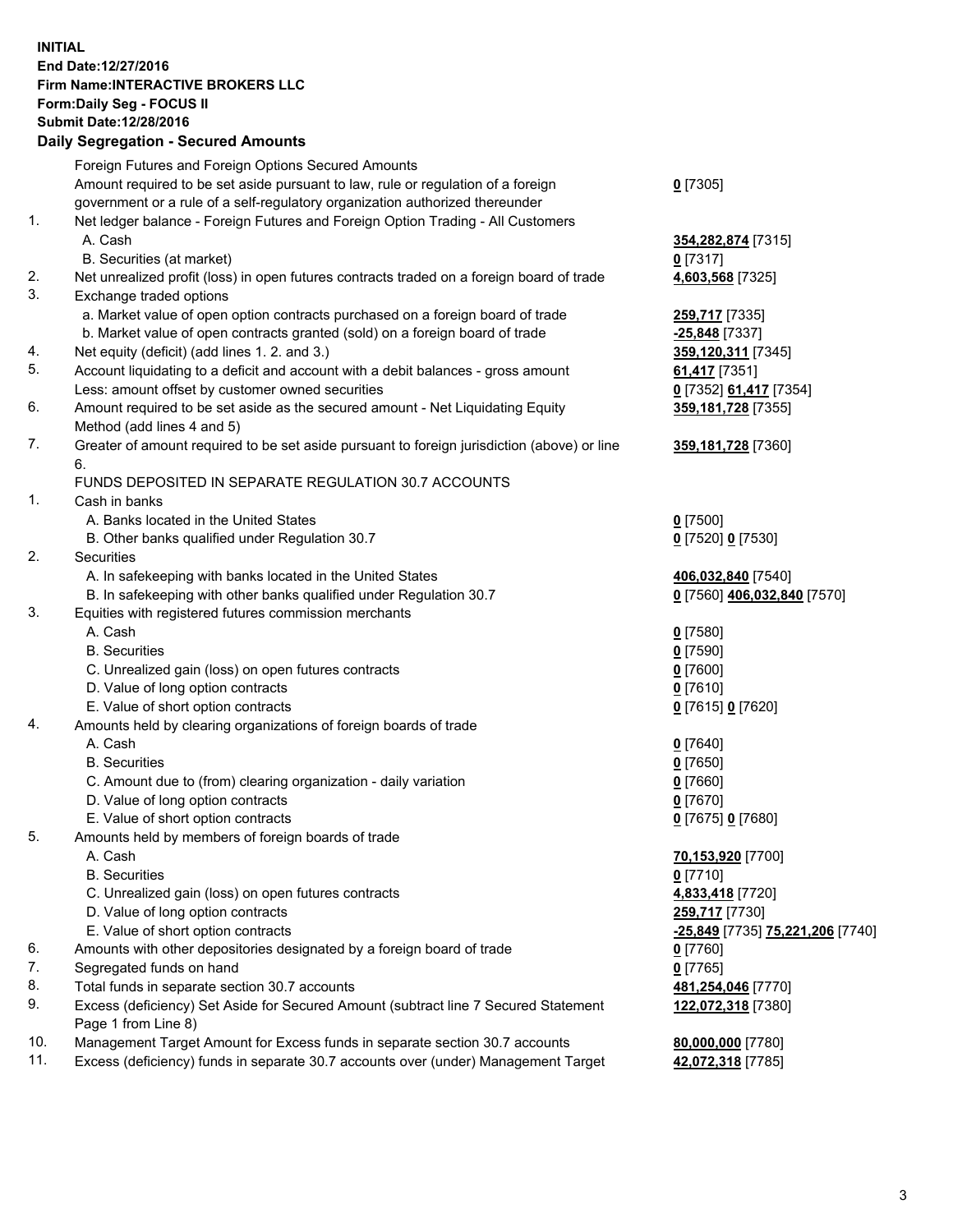**INITIAL**
**End Date:12/27/2016**
**Firm Name:INTERACTIVE BROKERS LLC**
**Form:Daily Seg - FOCUS II**
**Submit Date:12/28/2016**
**Daily Segregation - Secured Amounts**

| | | |
|---|---|---|
| | Foreign Futures and Foreign Options Secured Amounts | |
| | Amount required to be set aside pursuant to law, rule or regulation of a foreign government or a rule of a self-regulatory organization authorized thereunder | **0** [7305] |
| 1. | Net ledger balance - Foreign Futures and Foreign Option Trading - All Customers | |
| | A. Cash | **354,282,874** [7315] |
| | B. Securities (at market) | **0** [7317] |
| 2. | Net unrealized profit (loss) in open futures contracts traded on a foreign board of trade | **4,603,568** [7325] |
| 3. | Exchange traded options | |
| | a. Market value of open option contracts purchased on a foreign board of trade | **259,717** [7335] |
| | b. Market value of open contracts granted (sold) on a foreign board of trade | **-25,848** [7337] |
| 4. | Net equity (deficit) (add lines 1. 2. and 3.) | **359,120,311** [7345] |
| 5. | Account liquidating to a deficit and account with a debit balances - gross amount | **61,417** [7351] |
| | Less: amount offset by customer owned securities | **0** [7352] **61,417** [7354] |
| 6. | Amount required to be set aside as the secured amount - Net Liquidating Equity Method (add lines 4 and 5) | **359,181,728** [7355] |
| 7. | Greater of amount required to be set aside pursuant to foreign jurisdiction (above) or line 6. | **359,181,728** [7360] |
| | FUNDS DEPOSITED IN SEPARATE REGULATION 30.7 ACCOUNTS | |
| 1. | Cash in banks | |
| | A. Banks located in the United States | **0** [7500] |
| | B. Other banks qualified under Regulation 30.7 | **0** [7520] **0** [7530] |
| 2. | Securities | |
| | A. In safekeeping with banks located in the United States | **406,032,840** [7540] |
| | B. In safekeeping with other banks qualified under Regulation 30.7 | **0** [7560] **406,032,840** [7570] |
| 3. | Equities with registered futures commission merchants | |
| | A. Cash | **0** [7580] |
| | B. Securities | **0** [7590] |
| | C. Unrealized gain (loss) on open futures contracts | **0** [7600] |
| | D. Value of long option contracts | **0** [7610] |
| | E. Value of short option contracts | **0** [7615] **0** [7620] |
| 4. | Amounts held by clearing organizations of foreign boards of trade | |
| | A. Cash | **0** [7640] |
| | B. Securities | **0** [7650] |
| | C. Amount due to (from) clearing organization - daily variation | **0** [7660] |
| | D. Value of long option contracts | **0** [7670] |
| | E. Value of short option contracts | **0** [7675] **0** [7680] |
| 5. | Amounts held by members of foreign boards of trade | |
| | A. Cash | **70,153,920** [7700] |
| | B. Securities | **0** [7710] |
| | C. Unrealized gain (loss) on open futures contracts | **4,833,418** [7720] |
| | D. Value of long option contracts | **259,717** [7730] |
| | E. Value of short option contracts | **-25,849** [7735] **75,221,206** [7740] |
| 6. | Amounts with other depositories designated by a foreign board of trade | **0** [7760] |
| 7. | Segregated funds on hand | **0** [7765] |
| 8. | Total funds in separate section 30.7 accounts | **481,254,046** [7770] |
| 9. | Excess (deficiency) Set Aside for Secured Amount (subtract line 7 Secured Statement Page 1 from Line 8) | **122,072,318** [7380] |
| 10. | Management Target Amount for Excess funds in separate section 30.7 accounts | **80,000,000** [7780] |
| 11. | Excess (deficiency) funds in separate 30.7 accounts over (under) Management Target | **42,072,318** [7785] |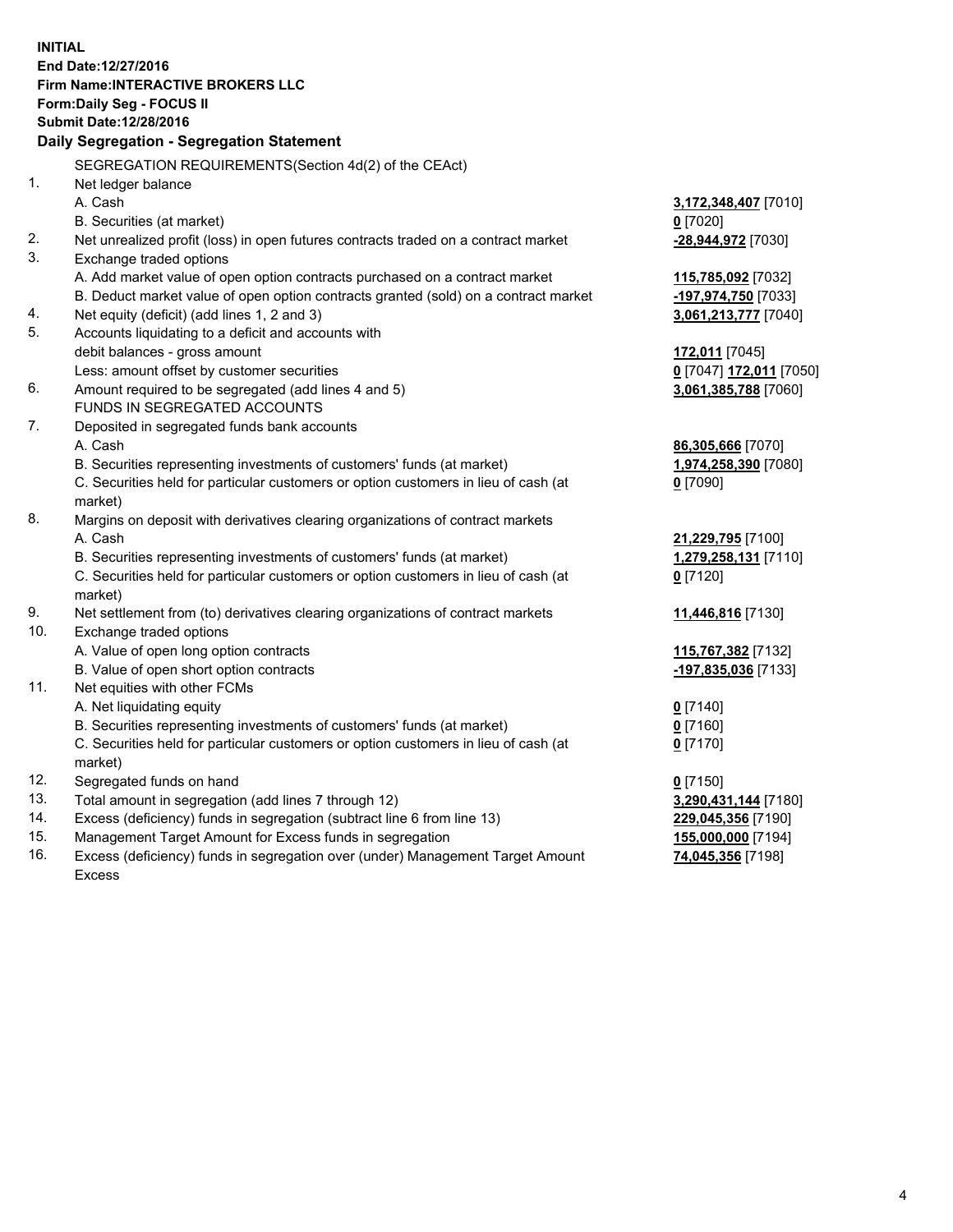**INITIAL**
**End Date:12/27/2016**
**Firm Name:INTERACTIVE BROKERS LLC**
**Form:Daily Seg - FOCUS II**
**Submit Date:12/28/2016**

**Daily Segregation - Segregation Statement**

SEGREGATION REQUIREMENTS(Section 4d(2) of the CEAct)

| | | |
|---|---|---|
| 1. | Net ledger balance | |
| | A. Cash | **3,172,348,407** [7010] |
| | B. Securities (at market) | **0** [7020] |
| 2. | Net unrealized profit (loss) in open futures contracts traded on a contract market | **-28,944,972** [7030] |
| 3. | Exchange traded options | |
| | A. Add market value of open option contracts purchased on a contract market | **115,785,092** [7032] |
| | B. Deduct market value of open option contracts granted (sold) on a contract market | **-197,974,750** [7033] |
| 4. | Net equity (deficit) (add lines 1, 2 and 3) | **3,061,213,777** [7040] |
| 5. | Accounts liquidating to a deficit and accounts with | |
| | debit balances - gross amount | **172,011** [7045] |
| | Less: amount offset by customer securities | **0** [7047] **172,011** [7050] |
| 6. | Amount required to be segregated (add lines 4 and 5) | **3,061,385,788** [7060] |
| | FUNDS IN SEGREGATED ACCOUNTS | |
| 7. | Deposited in segregated funds bank accounts | |
| | A. Cash | **86,305,666** [7070] |
| | B. Securities representing investments of customers' funds (at market) | **1,974,258,390** [7080] |
| | C. Securities held for particular customers or option customers in lieu of cash (at market) | **0** [7090] |
| 8. | Margins on deposit with derivatives clearing organizations of contract markets | |
| | A. Cash | **21,229,795** [7100] |
| | B. Securities representing investments of customers' funds (at market) | **1,279,258,131** [7110] |
| | C. Securities held for particular customers or option customers in lieu of cash (at market) | **0** [7120] |
| 9. | Net settlement from (to) derivatives clearing organizations of contract markets | **11,446,816** [7130] |
| 10. | Exchange traded options | |
| | A. Value of open long option contracts | **115,767,382** [7132] |
| | B. Value of open short option contracts | **-197,835,036** [7133] |
| 11. | Net equities with other FCMs | |
| | A. Net liquidating equity | **0** [7140] |
| | B. Securities representing investments of customers' funds (at market) | **0** [7160] |
| | C. Securities held for particular customers or option customers in lieu of cash (at market) | **0** [7170] |
| 12. | Segregated funds on hand | **0** [7150] |
| 13. | Total amount in segregation (add lines 7 through 12) | **3,290,431,144** [7180] |
| 14. | Excess (deficiency) funds in segregation (subtract line 6 from line 13) | **229,045,356** [7190] |
| 15. | Management Target Amount for Excess funds in segregation | **155,000,000** [7194] |
| 16. | Excess (deficiency) funds in segregation over (under) Management Target Amount Excess | **74,045,356** [7198] |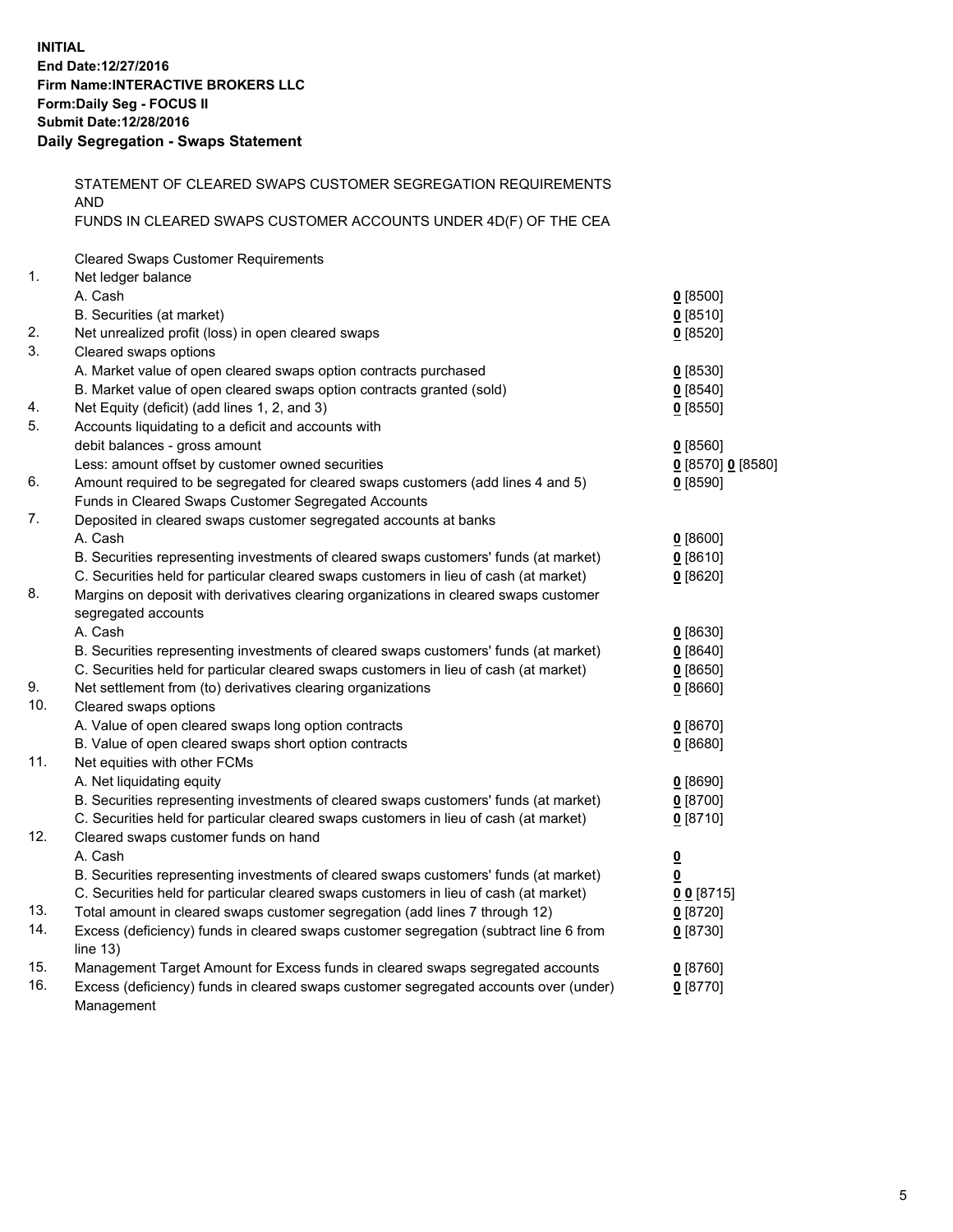**INITIAL**
**End Date:12/27/2016**
**Firm Name:INTERACTIVE BROKERS LLC**
**Form:Daily Seg - FOCUS II**
**Submit Date:12/28/2016**
**Daily Segregation - Swaps Statement**

STATEMENT OF CLEARED SWAPS CUSTOMER SEGREGATION REQUIREMENTS
AND
FUNDS IN CLEARED SWAPS CUSTOMER ACCOUNTS UNDER 4D(F) OF THE CEA

| | | |
|---|---|---|
| | Cleared Swaps Customer Requirements | |
| 1. | Net ledger balance | |
| | A. Cash | 0 [8500] |
| | B. Securities (at market) | 0 [8510] |
| 2. | Net unrealized profit (loss) in open cleared swaps | 0 [8520] |
| 3. | Cleared swaps options | |
| | A. Market value of open cleared swaps option contracts purchased | 0 [8530] |
| | B. Market value of open cleared swaps option contracts granted (sold) | 0 [8540] |
| 4. | Net Equity (deficit) (add lines 1, 2, and 3) | 0 [8550] |
| 5. | Accounts liquidating to a deficit and accounts with | |
| | debit balances - gross amount | 0 [8560] |
| | Less: amount offset by customer owned securities | 0 [8570] 0 [8580] |
| 6. | Amount required to be segregated for cleared swaps customers (add lines 4 and 5) | 0 [8590] |
| | Funds in Cleared Swaps Customer Segregated Accounts | |
| 7. | Deposited in cleared swaps customer segregated accounts at banks | |
| | A. Cash | 0 [8600] |
| | B. Securities representing investments of cleared swaps customers' funds (at market) | 0 [8610] |
| | C. Securities held for particular cleared swaps customers in lieu of cash (at market) | 0 [8620] |
| 8. | Margins on deposit with derivatives clearing organizations in cleared swaps customer segregated accounts | |
| | A. Cash | 0 [8630] |
| | B. Securities representing investments of cleared swaps customers' funds (at market) | 0 [8640] |
| | C. Securities held for particular cleared swaps customers in lieu of cash (at market) | 0 [8650] |
| 9. | Net settlement from (to) derivatives clearing organizations | 0 [8660] |
| 10. | Cleared swaps options | |
| | A. Value of open cleared swaps long option contracts | 0 [8670] |
| | B. Value of open cleared swaps short option contracts | 0 [8680] |
| 11. | Net equities with other FCMs | |
| | A. Net liquidating equity | 0 [8690] |
| | B. Securities representing investments of cleared swaps customers' funds (at market) | 0 [8700] |
| | C. Securities held for particular cleared swaps customers in lieu of cash (at market) | 0 [8710] |
| 12. | Cleared swaps customer funds on hand | |
| | A. Cash | 0 |
| | B. Securities representing investments of cleared swaps customers' funds (at market) | 0 |
| | C. Securities held for particular cleared swaps customers in lieu of cash (at market) | 0 0 [8715] |
| 13. | Total amount in cleared swaps customer segregation (add lines 7 through 12) | 0 [8720] |
| 14. | Excess (deficiency) funds in cleared swaps customer segregation (subtract line 6 from line 13) | 0 [8730] |
| 15. | Management Target Amount for Excess funds in cleared swaps segregated accounts | 0 [8760] |
| 16. | Excess (deficiency) funds in cleared swaps customer segregated accounts over (under) Management | 0 [8770] |